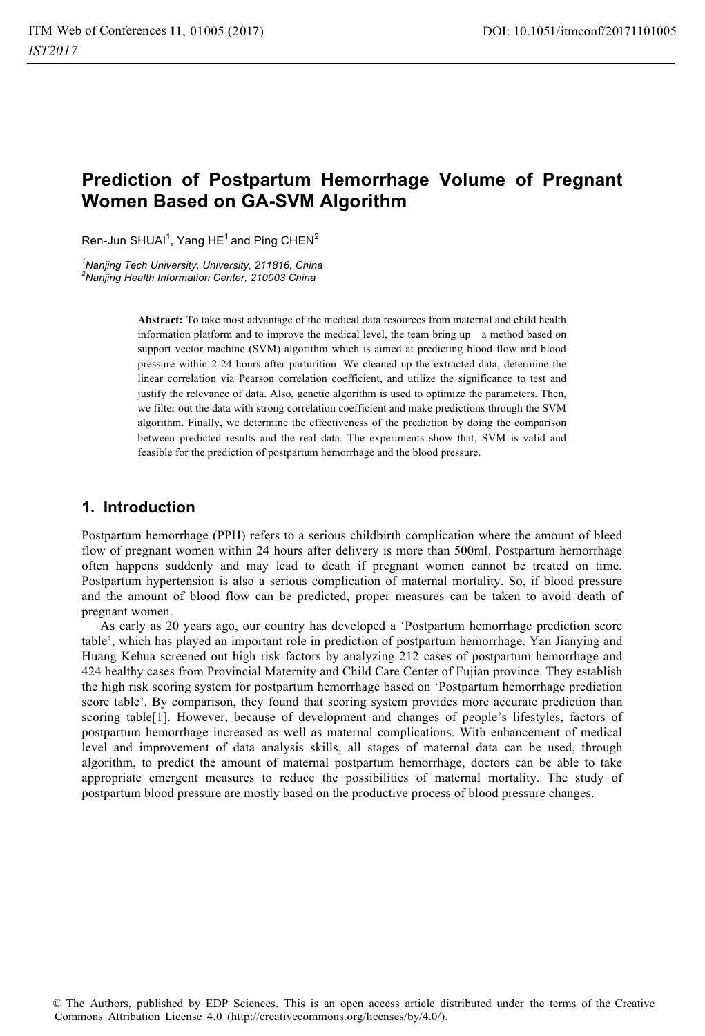# Prediction of Postpartum Hemorrhage Volume of Pregnant Women Based on GA-SVM Algorithm

Ren-Jun SHUAI[1], Yang HE[1] and Ping CHEN[2]

[1]*Nanjing Tech University, University, 211816, China*
[2]*Nanjing Health Information Center, 210003 China*

**Abstract:** To take most advantage of the medical data resources from maternal and child health information platform and to improve the medical level, the team bring up a method based on support vector machine (SVM) algorithm which is aimed at predicting blood flow and blood pressure within 2-24 hours after parturition. We cleaned up the extracted data, determine the linear correlation via Pearson correlation coefficient, and utilize the significance to test and justify the relevance of data. Also, genetic algorithm is used to optimize the parameters. Then, we filter out the data with strong correlation coefficient and make predictions through the SVM algorithm. Finally, we determine the effectiveness of the prediction by doing the comparison between predicted results and the real data. The experiments show that, SVM is valid and feasible for the prediction of postpartum hemorrhage and the blood pressure.

## 1. Introduction

Postpartum hemorrhage (PPH) refers to a serious childbirth complication where the amount of bleed flow of pregnant women within 24 hours after delivery is more than 500ml. Postpartum hemorrhage often happens suddenly and may lead to death if pregnant women cannot be treated on time. Postpartum hypertension is also a serious complication of maternal mortality. So, if blood pressure and the amount of blood flow can be predicted, proper measures can be taken to avoid death of pregnant women.

As early as 20 years ago, our country has developed a 'Postpartum hemorrhage prediction score table', which has played an important role in prediction of postpartum hemorrhage. Yan Jianying and Huang Kehua screened out high risk factors by analyzing 212 cases of postpartum hemorrhage and 424 healthy cases from Provincial Maternity and Child Care Center of Fujian province. They establish the high risk scoring system for postpartum hemorrhage based on 'Postpartum hemorrhage prediction score table'. By comparison, they found that scoring system provides more accurate prediction than scoring table[1]. However, because of development and changes of people's lifestyles, factors of postpartum hemorrhage increased as well as maternal complications. With enhancement of medical level and improvement of data analysis skills, all stages of maternal data can be used, through algorithm, to predict the amount of maternal postpartum hemorrhage, doctors can be able to take appropriate emergent measures to reduce the possibilities of maternal mortality. The study of postpartum blood pressure are mostly based on the productive process of blood pressure changes.

© The Authors, published by EDP Sciences. This is an open access article distributed under the terms of the Creative Commons Attribution License 4.0 (http://creativecommons.org/licenses/by/4.0/).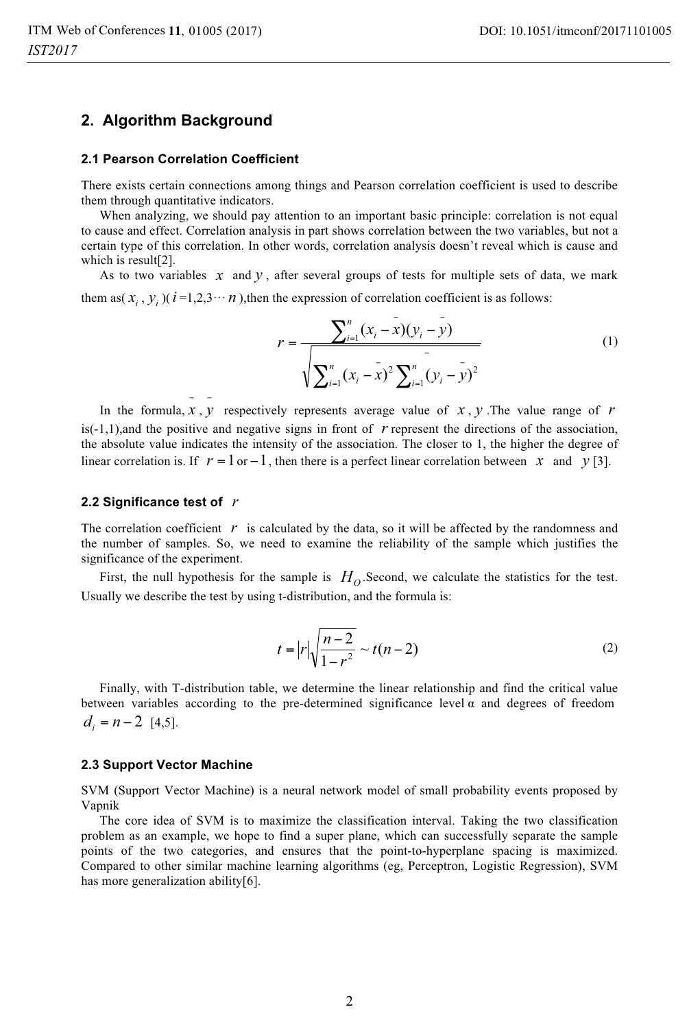## 2. Algorithm Background

### 2.1 Pearson Correlation Coefficient

There exists certain connections among things and Pearson correlation coefficient is used to describe them through quantitative indicators.

When analyzing, we should pay attention to an important basic principle: correlation is not equal to cause and effect. Correlation analysis in part shows correlation between the two variables, but not a certain type of this correlation. In other words, correlation analysis doesn't reveal which is cause and which is result[2].

As to two variables $x$ and $y$, after several groups of tests for multiple sets of data, we mark them as( $x_i$ , $y_i$ )( $i$ =1,2,3⋯ $n$ ),then the expression of correlation coefficient is as follows:

$$r = \frac{\sum_{i=1}^{n}(x_i - \bar{x})(y_i - \bar{y})}{\sqrt{\sum_{i=1}^{n}(x_i - \bar{x})^2 \sum_{i=1}^{n}(y_i - \bar{y})^2}} \tag{1}$$

In the formula, $\bar{x}$ , $\bar{y}$ respectively represents average value of $x$ , $y$ .The value range of $r$ is(-1,1),and the positive and negative signs in front of $r$ represent the directions of the association, the absolute value indicates the intensity of the association. The closer to 1, the higher the degree of linear correlation is. If $r = 1$ or $-1$, then there is a perfect linear correlation between $x$ and $y$ [3].

### 2.2 Significance test of $r$

The correlation coefficient $r$ is calculated by the data, so it will be affected by the randomness and the number of samples. So, we need to examine the reliability of the sample which justifies the significance of the experiment.

First, the null hypothesis for the sample is $H_O$.Second, we calculate the statistics for the test. Usually we describe the test by using t-distribution, and the formula is:

$$t = |r|\sqrt{\frac{n-2}{1-r^2}} \sim t(n-2) \tag{2}$$

Finally, with T-distribution table, we determine the linear relationship and find the critical value between variables according to the pre-determined significance level α and degrees of freedom $d_i = n - 2$ [4,5].

### 2.3 Support Vector Machine

SVM (Support Vector Machine) is a neural network model of small probability events proposed by Vapnik

The core idea of SVM is to maximize the classification interval. Taking the two classification problem as an example, we hope to find a super plane, which can successfully separate the sample points of the two categories, and ensures that the point-to-hyperplane spacing is maximized. Compared to other similar machine learning algorithms (eg, Perceptron, Logistic Regression), SVM has more generalization ability[6].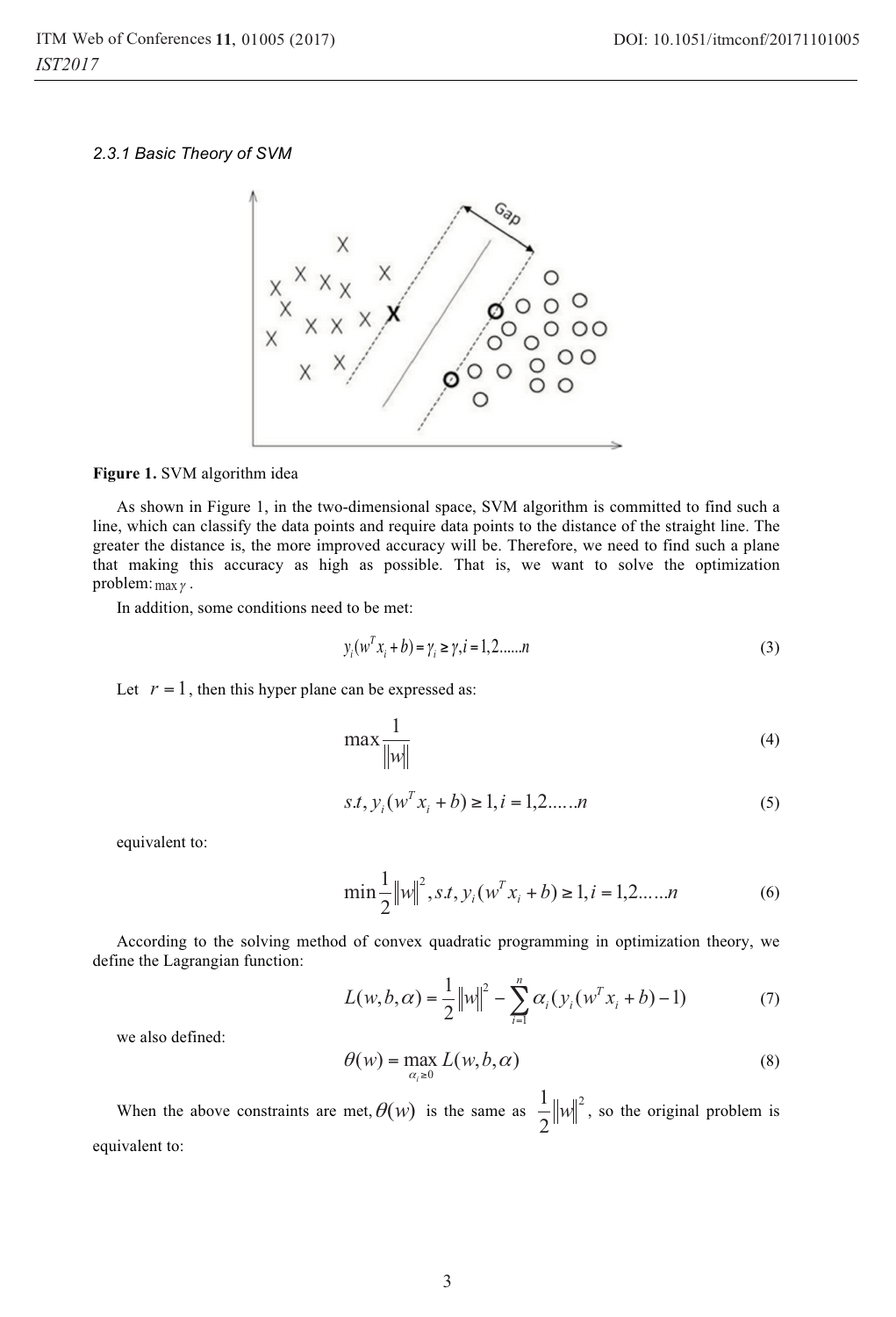*2.3.1 Basic Theory of SVM*

**Figure 1.** SVM algorithm idea

As shown in Figure 1, in the two-dimensional space, SVM algorithm is committed to find such a line, which can classify the data points and require data points to the distance of the straight line. The greater the distance is, the more improved accuracy will be. Therefore, we need to find such a plane that making this accuracy as high as possible. That is, we want to solve the optimization problem: $\max \gamma$ .

In addition, some conditions need to be met:

$$y_i(w^T x_i + b) = \gamma_i \geq \gamma, i = 1,2......n \tag{3}$$

Let $r = 1$, then this hyper plane can be expressed as:

$$\max \frac{1}{\|w\|} \tag{4}$$

$$s.t, y_i(w^T x_i + b) \geq 1, i = 1,2......n \tag{5}$$

equivalent to:

$$\min \frac{1}{2}\|w\|^2, s.t, y_i(w^T x_i + b) \geq 1, i = 1,2......n \tag{6}$$

According to the solving method of convex quadratic programming in optimization theory, we define the Lagrangian function:

$$L(w,b,\alpha) = \frac{1}{2}\|w\|^2 - \sum_{i=1}^{n} \alpha_i (y_i(w^T x_i + b) - 1) \tag{7}$$

we also defined:

$$\theta(w) = \max_{\alpha_i \geq 0} L(w,b,\alpha) \tag{8}$$

When the above constraints are met, $\theta(w)$ is the same as $\frac{1}{2}\|w\|^2$, so the original problem is equivalent to: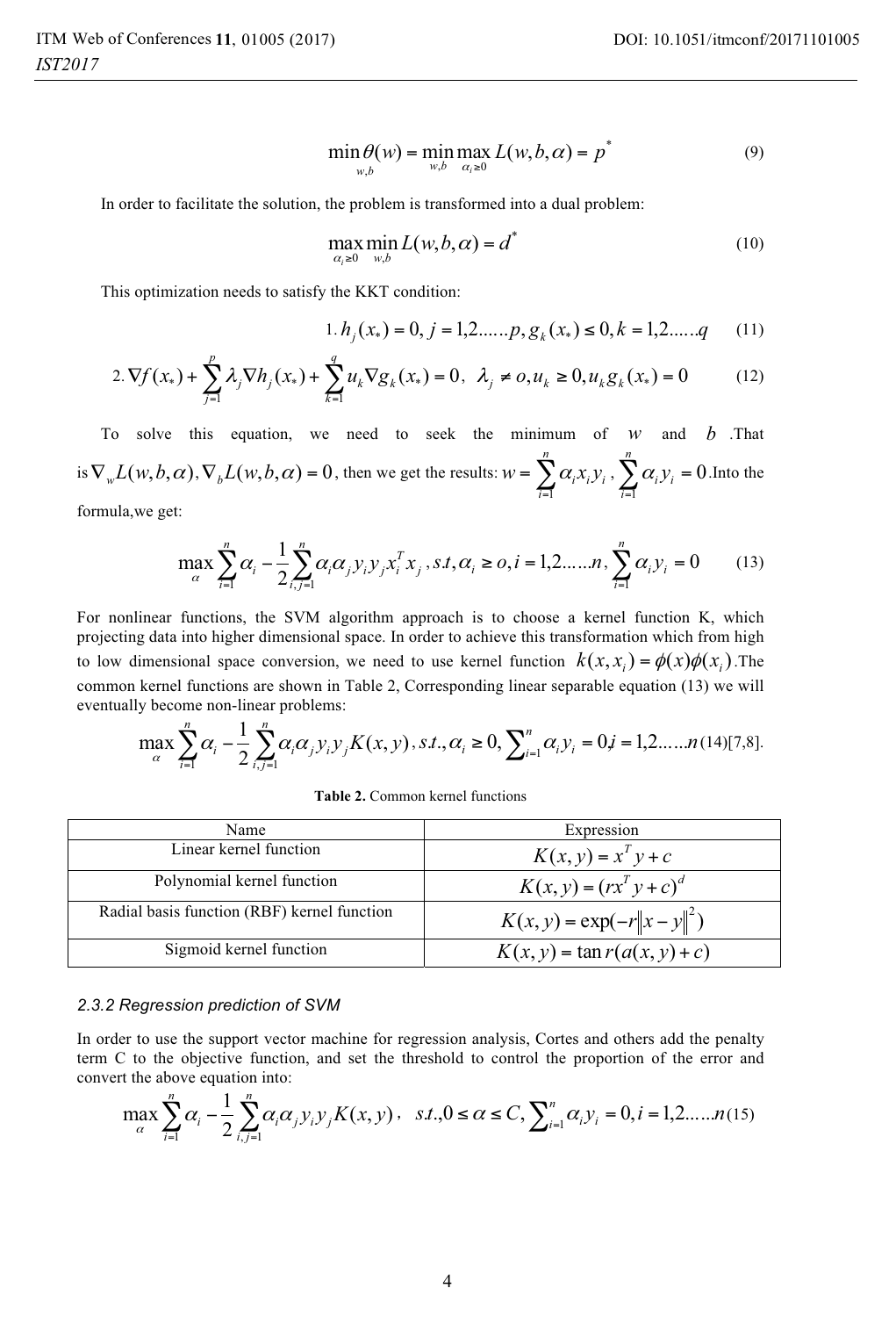$$\min_{w,b} \theta(w) = \min_{w,b} \max_{\alpha_i \geq 0} L(w,b,\alpha) = p^* \tag{9}$$

In order to facilitate the solution, the problem is transformed into a dual problem:

$$\max_{\alpha_i \geq 0} \min_{w,b} L(w,b,\alpha) = d^* \tag{10}$$

This optimization needs to satisfy the KKT condition:

$$1. \, h_j(x_*) = 0, j = 1,2......p, g_k(x_*) \leq 0, k = 1,2......q \tag{11}$$

$$2. \nabla f(x_*) + \sum_{j=1}^{p} \lambda_j \nabla h_j(x_*) + \sum_{k=1}^{q} u_k \nabla g_k(x_*) = 0, \;\; \lambda_j \neq o, u_k \geq 0, u_k g_k(x_*) = 0 \tag{12}$$

To solve this equation, we need to seek the minimum of $w$ and $b$ .That is $\nabla_w L(w,b,\alpha), \nabla_b L(w,b,\alpha) = 0$, then we get the results: $w = \sum_{i=1}^{n} \alpha_i x_i y_i$ , $\sum_{i=1}^{n} \alpha_i y_i = 0$ .Into the formula,we get:

$$\max_{\alpha} \sum_{i=1}^{n} \alpha_i - \frac{1}{2} \sum_{i,j=1}^{n} \alpha_i \alpha_j y_i y_j x_i^T x_j \;, s.t., \alpha_i \geq o, i = 1,2......n, \sum_{i=1}^{n} \alpha_i y_i = 0 \tag{13}$$

For nonlinear functions, the SVM algorithm approach is to choose a kernel function K, which projecting data into higher dimensional space. In order to achieve this transformation which from high to low dimensional space conversion, we need to use kernel function $k(x, x_i) = \phi(x)\phi(x_i)$ .The common kernel functions are shown in Table 2, Corresponding linear separable equation (13) we will eventually become non-linear problems:

$$\max_{\alpha} \sum_{i=1}^{n} \alpha_i - \frac{1}{2} \sum_{i,j=1}^{n} \alpha_i \alpha_j y_i y_j K(x,y), s.t., \alpha_i \geq 0, \sum_{i=1}^{n} \alpha_i y_i = 0, i = 1,2......n \tag{14}$$[7,8].

**Table 2.** Common kernel functions

| Name | Expression |
| --- | --- |
| Linear kernel function | $K(x, y) = x^T y + c$ |
| Polynomial kernel function | $K(x, y) = (rx^T y + c)^d$ |
| Radial basis function (RBF) kernel function | $K(x, y) = \exp(-r\|x - y\|^2)$ |
| Sigmoid kernel function | $K(x, y) = \tan r(a(x, y) + c)$ |

#### *2.3.2 Regression prediction of SVM*

In order to use the support vector machine for regression analysis, Cortes and others add the penalty term C to the objective function, and set the threshold to control the proportion of the error and convert the above equation into:

$$\max_{\alpha} \sum_{i=1}^{n} \alpha_i - \frac{1}{2} \sum_{i,j=1}^{n} \alpha_i \alpha_j y_i y_j K(x,y) , \;\; s.t., 0 \leq \alpha \leq C, \sum_{i=1}^{n} \alpha_i y_i = 0, i = 1,2......n \tag{15}$$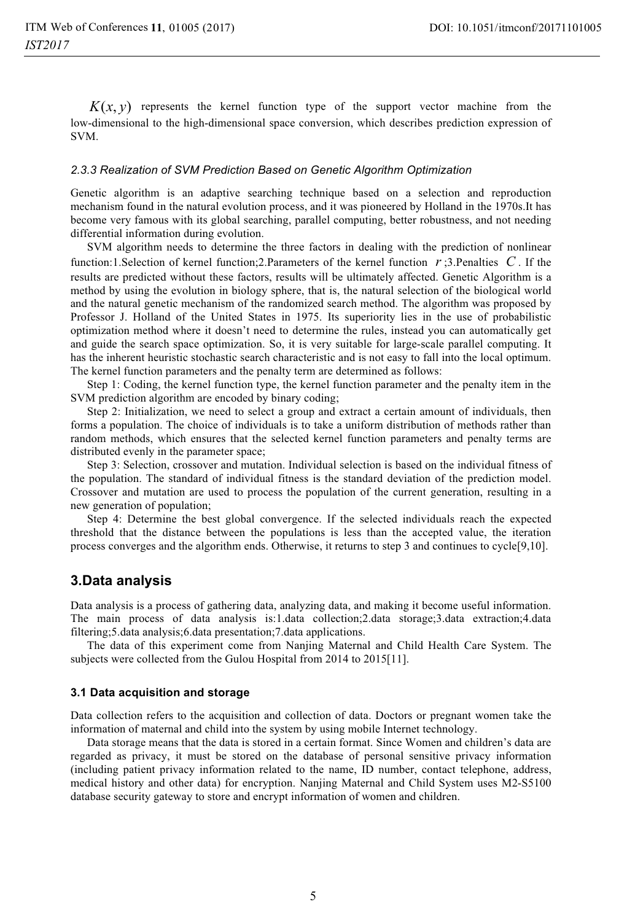$K(x, y)$ represents the kernel function type of the support vector machine from the low-dimensional to the high-dimensional space conversion, which describes prediction expression of SVM.

#### *2.3.3 Realization of SVM Prediction Based on Genetic Algorithm Optimization*

Genetic algorithm is an adaptive searching technique based on a selection and reproduction mechanism found in the natural evolution process, and it was pioneered by Holland in the 1970s.It has become very famous with its global searching, parallel computing, better robustness, and not needing differential information during evolution.

SVM algorithm needs to determine the three factors in dealing with the prediction of nonlinear function:1.Selection of kernel function;2.Parameters of the kernel function $r$;3.Penalties $C$. If the results are predicted without these factors, results will be ultimately affected. Genetic Algorithm is a method by using the evolution in biology sphere, that is, the natural selection of the biological world and the natural genetic mechanism of the randomized search method. The algorithm was proposed by Professor J. Holland of the United States in 1975. Its superiority lies in the use of probabilistic optimization method where it doesn't need to determine the rules, instead you can automatically get and guide the search space optimization. So, it is very suitable for large-scale parallel computing. It has the inherent heuristic stochastic search characteristic and is not easy to fall into the local optimum. The kernel function parameters and the penalty term are determined as follows:

Step 1: Coding, the kernel function type, the kernel function parameter and the penalty item in the SVM prediction algorithm are encoded by binary coding;

Step 2: Initialization, we need to select a group and extract a certain amount of individuals, then forms a population. The choice of individuals is to take a uniform distribution of methods rather than random methods, which ensures that the selected kernel function parameters and penalty terms are distributed evenly in the parameter space;

Step 3: Selection, crossover and mutation. Individual selection is based on the individual fitness of the population. The standard of individual fitness is the standard deviation of the prediction model. Crossover and mutation are used to process the population of the current generation, resulting in a new generation of population;

Step 4: Determine the best global convergence. If the selected individuals reach the expected threshold that the distance between the populations is less than the accepted value, the iteration process converges and the algorithm ends. Otherwise, it returns to step 3 and continues to cycle[9,10].

## 3.Data analysis

Data analysis is a process of gathering data, analyzing data, and making it become useful information. The main process of data analysis is:1.data collection;2.data storage;3.data extraction;4.data filtering;5.data analysis;6.data presentation;7.data applications.

The data of this experiment come from Nanjing Maternal and Child Health Care System. The subjects were collected from the Gulou Hospital from 2014 to 2015[11].

### 3.1 Data acquisition and storage

Data collection refers to the acquisition and collection of data. Doctors or pregnant women take the information of maternal and child into the system by using mobile Internet technology.

Data storage means that the data is stored in a certain format. Since Women and children's data are regarded as privacy, it must be stored on the database of personal sensitive privacy information (including patient privacy information related to the name, ID number, contact telephone, address, medical history and other data) for encryption. Nanjing Maternal and Child System uses M2-S5100 database security gateway to store and encrypt information of women and children.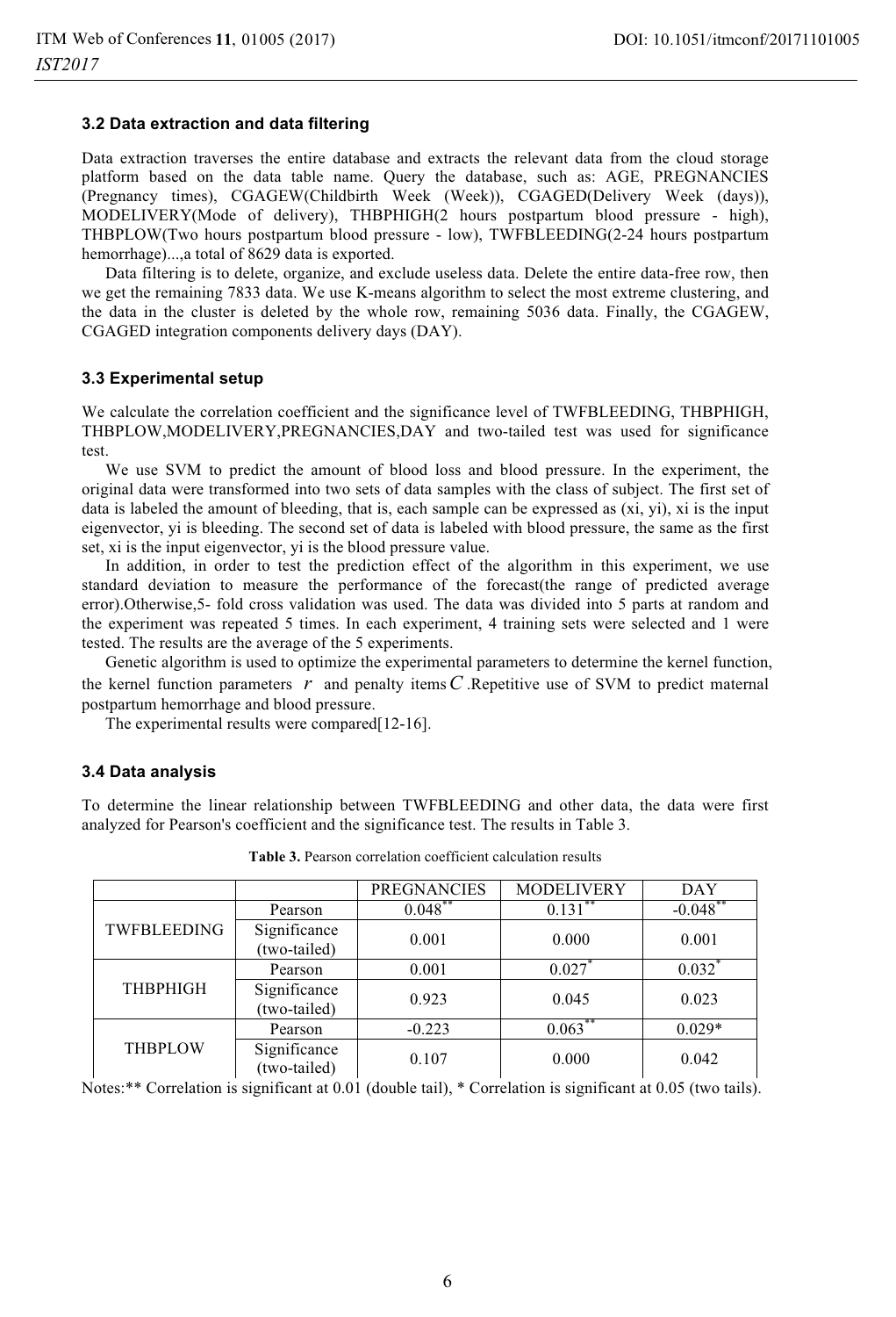### 3.2 Data extraction and data filtering

Data extraction traverses the entire database and extracts the relevant data from the cloud storage platform based on the data table name. Query the database, such as: AGE, PREGNANCIES (Pregnancy times), CGAGEW(Childbirth Week (Week)), CGAGED(Delivery Week (days)), MODELIVERY(Mode of delivery), THBPHIGH(2 hours postpartum blood pressure - high), THBPLOW(Two hours postpartum blood pressure - low), TWFBLEEDING(2-24 hours postpartum hemorrhage)...,a total of 8629 data is exported.

Data filtering is to delete, organize, and exclude useless data. Delete the entire data-free row, then we get the remaining 7833 data. We use K-means algorithm to select the most extreme clustering, and the data in the cluster is deleted by the whole row, remaining 5036 data. Finally, the CGAGEW, CGAGED integration components delivery days (DAY).

### 3.3 Experimental setup

We calculate the correlation coefficient and the significance level of TWFBLEEDING, THBPHIGH, THBPLOW,MODELIVERY,PREGNANCIES,DAY and two-tailed test was used for significance test.

We use SVM to predict the amount of blood loss and blood pressure. In the experiment, the original data were transformed into two sets of data samples with the class of subject. The first set of data is labeled the amount of bleeding, that is, each sample can be expressed as (xi, yi), xi is the input eigenvector, yi is bleeding. The second set of data is labeled with blood pressure, the same as the first set, xi is the input eigenvector, yi is the blood pressure value.

In addition, in order to test the prediction effect of the algorithm in this experiment, we use standard deviation to measure the performance of the forecast(the range of predicted average error).Otherwise,5- fold cross validation was used. The data was divided into 5 parts at random and the experiment was repeated 5 times. In each experiment, 4 training sets were selected and 1 were tested. The results are the average of the 5 experiments.

Genetic algorithm is used to optimize the experimental parameters to determine the kernel function, the kernel function parameters $r$ and penalty items $C$ .Repetitive use of SVM to predict maternal postpartum hemorrhage and blood pressure.

The experimental results were compared[12-16].

### 3.4 Data analysis

To determine the linear relationship between TWFBLEEDING and other data, the data were first analyzed for Pearson's coefficient and the significance test. The results in Table 3.

**Table 3.** Pearson correlation coefficient calculation results

| | | PREGNANCIES | MODELIVERY | DAY |
|---|---|---|---|---|
| TWFBLEEDING | Pearson | 0.048** | 0.131** | -0.048** |
| | Significance (two-tailed) | 0.001 | 0.000 | 0.001 |
| THBPHIGH | Pearson | 0.001 | 0.027* | 0.032* |
| | Significance (two-tailed) | 0.923 | 0.045 | 0.023 |
| THBPLOW | Pearson | -0.223 | 0.063** | 0.029* |
| | Significance (two-tailed) | 0.107 | 0.000 | 0.042 |

Notes:** Correlation is significant at 0.01 (double tail), * Correlation is significant at 0.05 (two tails).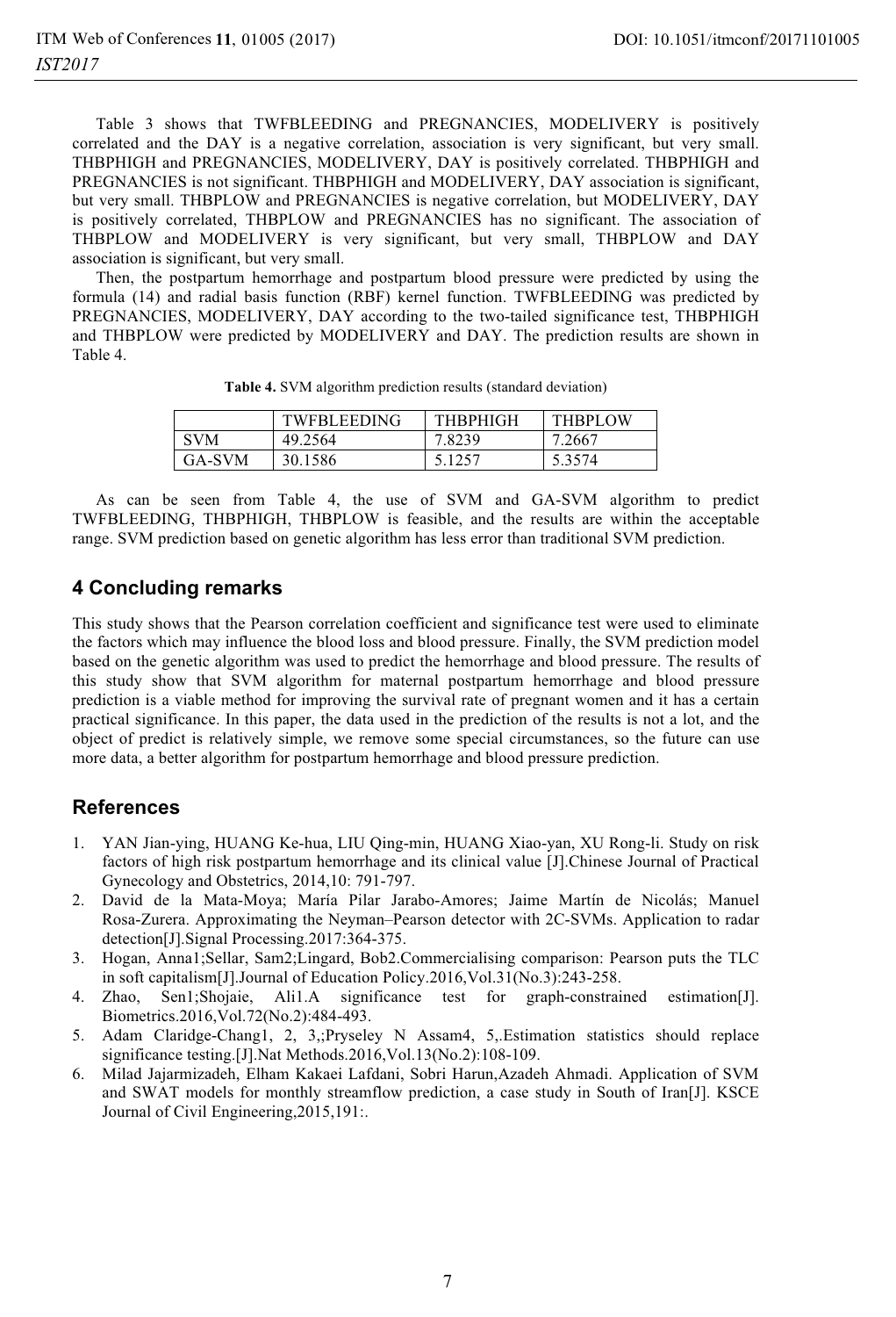Table 3 shows that TWFBLEEDING and PREGNANCIES, MODELIVERY is positively correlated and the DAY is a negative correlation, association is very significant, but very small. THBPHIGH and PREGNANCIES, MODELIVERY, DAY is positively correlated. THBPHIGH and PREGNANCIES is not significant. THBPHIGH and MODELIVERY, DAY association is significant, but very small. THBPLOW and PREGNANCIES is negative correlation, but MODELIVERY, DAY is positively correlated, THBPLOW and PREGNANCIES has no significant. The association of THBPLOW and MODELIVERY is very significant, but very small, THBPLOW and DAY association is significant, but very small.

Then, the postpartum hemorrhage and postpartum blood pressure were predicted by using the formula (14) and radial basis function (RBF) kernel function. TWFBLEEDING was predicted by PREGNANCIES, MODELIVERY, DAY according to the two-tailed significance test, THBPHIGH and THBPLOW were predicted by MODELIVERY and DAY. The prediction results are shown in Table 4.

**Table 4.** SVM algorithm prediction results (standard deviation)

| | TWFBLEEDING | THBPHIGH | THBPLOW |
|---|---|---|---|
| SVM | 49.2564 | 7.8239 | 7.2667 |
| GA-SVM | 30.1586 | 5.1257 | 5.3574 |

As can be seen from Table 4, the use of SVM and GA-SVM algorithm to predict TWFBLEEDING, THBPHIGH, THBPLOW is feasible, and the results are within the acceptable range. SVM prediction based on genetic algorithm has less error than traditional SVM prediction.

## 4 Concluding remarks

This study shows that the Pearson correlation coefficient and significance test were used to eliminate the factors which may influence the blood loss and blood pressure. Finally, the SVM prediction model based on the genetic algorithm was used to predict the hemorrhage and blood pressure. The results of this study show that SVM algorithm for maternal postpartum hemorrhage and blood pressure prediction is a viable method for improving the survival rate of pregnant women and it has a certain practical significance. In this paper, the data used in the prediction of the results is not a lot, and the object of predict is relatively simple, we remove some special circumstances, so the future can use more data, a better algorithm for postpartum hemorrhage and blood pressure prediction.

## References

1. YAN Jian-ying, HUANG Ke-hua, LIU Qing-min, HUANG Xiao-yan, XU Rong-li. Study on risk factors of high risk postpartum hemorrhage and its clinical value [J].Chinese Journal of Practical Gynecology and Obstetrics, 2014,10: 791-797.
2. David de la Mata-Moya; María Pilar Jarabo-Amores; Jaime Martín de Nicolás; Manuel Rosa-Zurera. Approximating the Neyman–Pearson detector with 2C-SVMs. Application to radar detection[J].Signal Processing.2017:364-375.
3. Hogan, Anna1;Sellar, Sam2;Lingard, Bob2.Commercialising comparison: Pearson puts the TLC in soft capitalism[J].Journal of Education Policy.2016,Vol.31(No.3):243-258.
4. Zhao, Sen1;Shojaie, Ali1.A significance test for graph-constrained estimation[J]. Biometrics.2016,Vol.72(No.2):484-493.
5. Adam Claridge-Chang1, 2, 3,;Pryseley N Assam4, 5,.Estimation statistics should replace significance testing.[J].Nat Methods.2016,Vol.13(No.2):108-109.
6. Milad Jajarmizadeh, Elham Kakaei Lafdani, Sobri Harun,Azadeh Ahmadi. Application of SVM and SWAT models for monthly streamflow prediction, a case study in South of Iran[J]. KSCE Journal of Civil Engineering,2015,191:.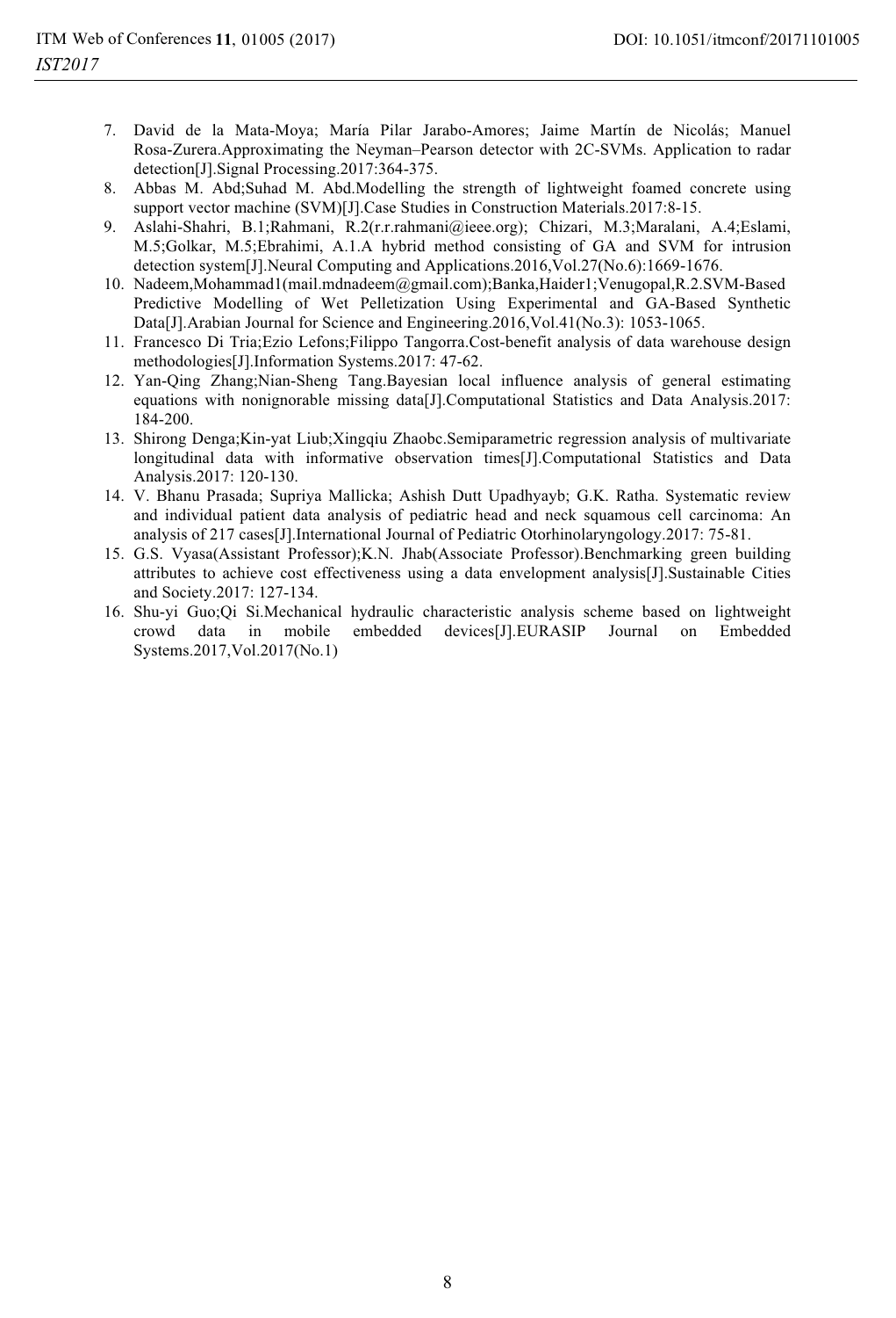7. David de la Mata-Moya; María Pilar Jarabo-Amores; Jaime Martín de Nicolás; Manuel Rosa-Zurera.Approximating the Neyman–Pearson detector with 2C-SVMs. Application to radar detection[J].Signal Processing.2017:364-375.
8. Abbas M. Abd;Suhad M. Abd.Modelling the strength of lightweight foamed concrete using support vector machine (SVM)[J].Case Studies in Construction Materials.2017:8-15.
9. Aslahi-Shahri, B.1;Rahmani, R.2(r.r.rahmani@ieee.org); Chizari, M.3;Maralani, A.4;Eslami, M.5;Golkar, M.5;Ebrahimi, A.1.A hybrid method consisting of GA and SVM for intrusion detection system[J].Neural Computing and Applications.2016,Vol.27(No.6):1669-1676.
10. Nadeem,Mohammad1(mail.mdnadeem@gmail.com);Banka,Haider1;Venugopal,R.2.SVM-Based Predictive Modelling of Wet Pelletization Using Experimental and GA-Based Synthetic Data[J].Arabian Journal for Science and Engineering.2016,Vol.41(No.3): 1053-1065.
11. Francesco Di Tria;Ezio Lefons;Filippo Tangorra.Cost-benefit analysis of data warehouse design methodologies[J].Information Systems.2017: 47-62.
12. Yan-Qing Zhang;Nian-Sheng Tang.Bayesian local influence analysis of general estimating equations with nonignorable missing data[J].Computational Statistics and Data Analysis.2017: 184-200.
13. Shirong Denga;Kin-yat Liub;Xingqiu Zhaobc.Semiparametric regression analysis of multivariate longitudinal data with informative observation times[J].Computational Statistics and Data Analysis.2017: 120-130.
14. V. Bhanu Prasada; Supriya Mallicka; Ashish Dutt Upadhyayb; G.K. Ratha. Systematic review and individual patient data analysis of pediatric head and neck squamous cell carcinoma: An analysis of 217 cases[J].International Journal of Pediatric Otorhinolaryngology.2017: 75-81.
15. G.S. Vyasa(Assistant Professor);K.N. Jhab(Associate Professor).Benchmarking green building attributes to achieve cost effectiveness using a data envelopment analysis[J].Sustainable Cities and Society.2017: 127-134.
16. Shu-yi Guo;Qi Si.Mechanical hydraulic characteristic analysis scheme based on lightweight crowd data in mobile embedded devices[J].EURASIP Journal on Embedded Systems.2017,Vol.2017(No.1)